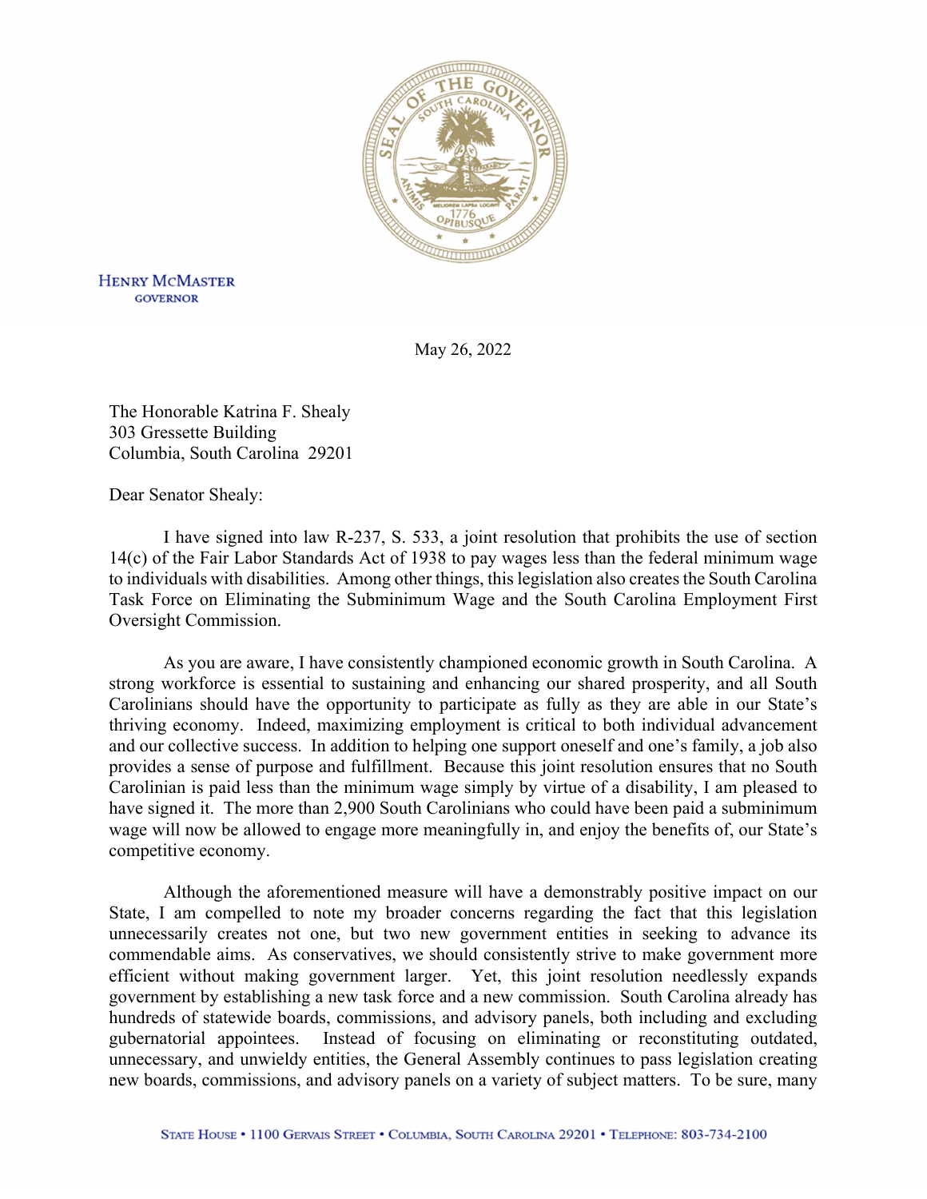HENRY MCMASTER
GOVERNOR

May 26, 2022

The Honorable Katrina F. Shealy
303 Gressette Building
Columbia, South Carolina 29201

Dear Senator Shealy:

I have signed into law R-237, S. 533, a joint resolution that prohibits the use of section 14(c) of the Fair Labor Standards Act of 1938 to pay wages less than the federal minimum wage to individuals with disabilities. Among other things, this legislation also creates the South Carolina Task Force on Eliminating the Subminimum Wage and the South Carolina Employment First Oversight Commission.

As you are aware, I have consistently championed economic growth in South Carolina. A strong workforce is essential to sustaining and enhancing our shared prosperity, and all South Carolinians should have the opportunity to participate as fully as they are able in our State's thriving economy. Indeed, maximizing employment is critical to both individual advancement and our collective success. In addition to helping one support oneself and one's family, a job also provides a sense of purpose and fulfillment. Because this joint resolution ensures that no South Carolinian is paid less than the minimum wage simply by virtue of a disability, I am pleased to have signed it. The more than 2,900 South Carolinians who could have been paid a subminimum wage will now be allowed to engage more meaningfully in, and enjoy the benefits of, our State's competitive economy.

Although the aforementioned measure will have a demonstrably positive impact on our State, I am compelled to note my broader concerns regarding the fact that this legislation unnecessarily creates not one, but two new government entities in seeking to advance its commendable aims. As conservatives, we should consistently strive to make government more efficient without making government larger. Yet, this joint resolution needlessly expands government by establishing a new task force and a new commission. South Carolina already has hundreds of statewide boards, commissions, and advisory panels, both including and excluding gubernatorial appointees. Instead of focusing on eliminating or reconstituting outdated, unnecessary, and unwieldy entities, the General Assembly continues to pass legislation creating new boards, commissions, and advisory panels on a variety of subject matters. To be sure, many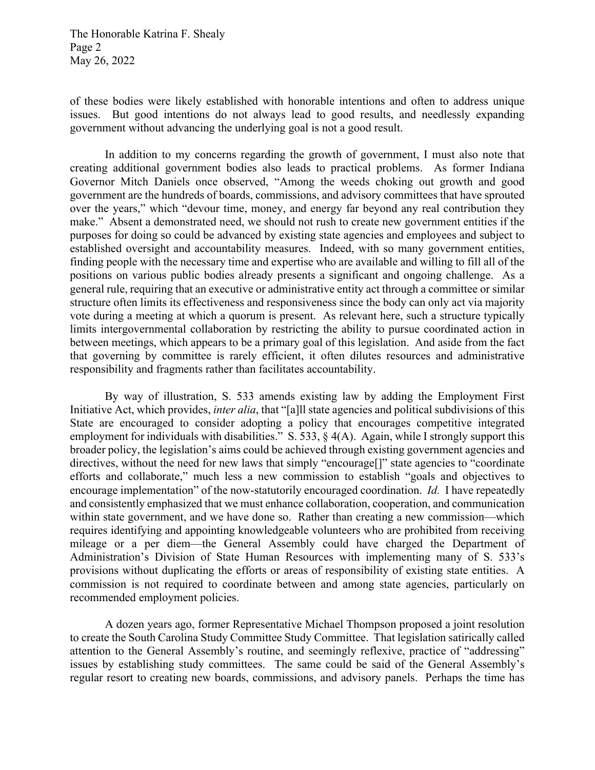of these bodies were likely established with honorable intentions and often to address unique issues. But good intentions do not always lead to good results, and needlessly expanding government without advancing the underlying goal is not a good result.

In addition to my concerns regarding the growth of government, I must also note that creating additional government bodies also leads to practical problems. As former Indiana Governor Mitch Daniels once observed, "Among the weeds choking out growth and good government are the hundreds of boards, commissions, and advisory committees that have sprouted over the years," which "devour time, money, and energy far beyond any real contribution they make." Absent a demonstrated need, we should not rush to create new government entities if the purposes for doing so could be advanced by existing state agencies and employees and subject to established oversight and accountability measures. Indeed, with so many government entities, finding people with the necessary time and expertise who are available and willing to fill all of the positions on various public bodies already presents a significant and ongoing challenge. As a general rule, requiring that an executive or administrative entity act through a committee or similar structure often limits its effectiveness and responsiveness since the body can only act via majority vote during a meeting at which a quorum is present. As relevant here, such a structure typically limits intergovernmental collaboration by restricting the ability to pursue coordinated action in between meetings, which appears to be a primary goal of this legislation. And aside from the fact that governing by committee is rarely efficient, it often dilutes resources and administrative responsibility and fragments rather than facilitates accountability.

By way of illustration, S. 533 amends existing law by adding the Employment First Initiative Act, which provides, *inter alia*, that "[a]ll state agencies and political subdivisions of this State are encouraged to consider adopting a policy that encourages competitive integrated employment for individuals with disabilities." S. 533, § 4(A). Again, while I strongly support this broader policy, the legislation's aims could be achieved through existing government agencies and directives, without the need for new laws that simply "encourage[]" state agencies to "coordinate efforts and collaborate," much less a new commission to establish "goals and objectives to encourage implementation" of the now-statutorily encouraged coordination. *Id.* I have repeatedly and consistently emphasized that we must enhance collaboration, cooperation, and communication within state government, and we have done so. Rather than creating a new commission—which requires identifying and appointing knowledgeable volunteers who are prohibited from receiving mileage or a per diem—the General Assembly could have charged the Department of Administration's Division of State Human Resources with implementing many of S. 533's provisions without duplicating the efforts or areas of responsibility of existing state entities. A commission is not required to coordinate between and among state agencies, particularly on recommended employment policies.

A dozen years ago, former Representative Michael Thompson proposed a joint resolution to create the South Carolina Study Committee Study Committee. That legislation satirically called attention to the General Assembly's routine, and seemingly reflexive, practice of "addressing" issues by establishing study committees. The same could be said of the General Assembly's regular resort to creating new boards, commissions, and advisory panels. Perhaps the time has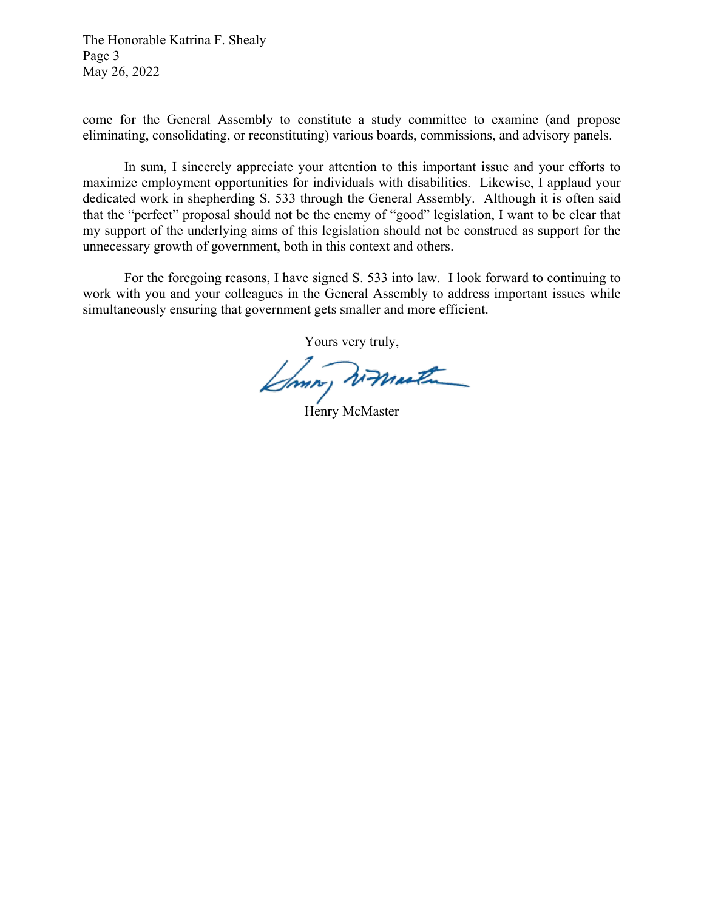come for the General Assembly to constitute a study committee to examine (and propose eliminating, consolidating, or reconstituting) various boards, commissions, and advisory panels.

In sum, I sincerely appreciate your attention to this important issue and your efforts to maximize employment opportunities for individuals with disabilities. Likewise, I applaud your dedicated work in shepherding S. 533 through the General Assembly. Although it is often said that the "perfect" proposal should not be the enemy of "good" legislation, I want to be clear that my support of the underlying aims of this legislation should not be construed as support for the unnecessary growth of government, both in this context and others.

For the foregoing reasons, I have signed S. 533 into law. I look forward to continuing to work with you and your colleagues in the General Assembly to address important issues while simultaneously ensuring that government gets smaller and more efficient.

Yours very truly,

Henry McMaster